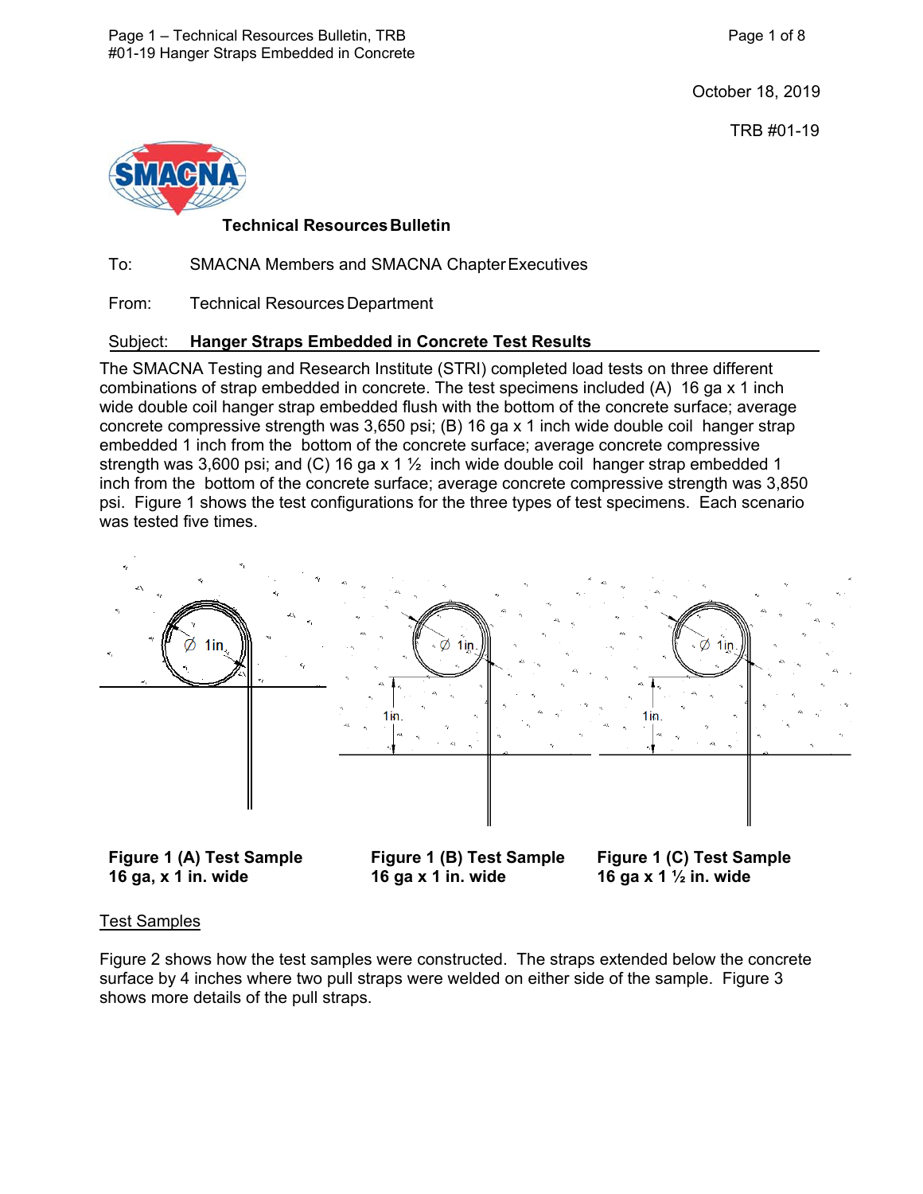October 18, 2019

TRB #01-19

**Technical Resources Bulletin**

To: SMACNA Members and SMACNA Chapter Executives

From: Technical Resources Department

Subject: **Hanger Straps Embedded in Concrete Test Results**

The SMACNA Testing and Research Institute (STRI) completed load tests on three different combinations of strap embedded in concrete. The test specimens included (A) 16 ga x 1 inch wide double coil hanger strap embedded flush with the bottom of the concrete surface; average concrete compressive strength was 3,650 psi; (B) 16 ga x 1 inch wide double coil hanger strap embedded 1 inch from the bottom of the concrete surface; average concrete compressive strength was 3,600 psi; and (C) 16 ga x 1 ½ inch wide double coil hanger strap embedded 1 inch from the bottom of the concrete surface; average concrete compressive strength was 3,850 psi. Figure 1 shows the test configurations for the three types of test specimens. Each scenario was tested five times.

Ø 1in

Ø 1in

1in.

Ø 1in

1in.

**Figure 1 (A) Test Sample 16 ga, x 1 in. wide**

**Figure 1 (B) Test Sample 16 ga x 1 in. wide**

**Figure 1 (C) Test Sample 16 ga x 1 ½ in. wide**

<u>Test Samples</u>

Figure 2 shows how the test samples were constructed. The straps extended below the concrete surface by 4 inches where two pull straps were welded on either side of the sample. Figure 3 shows more details of the pull straps.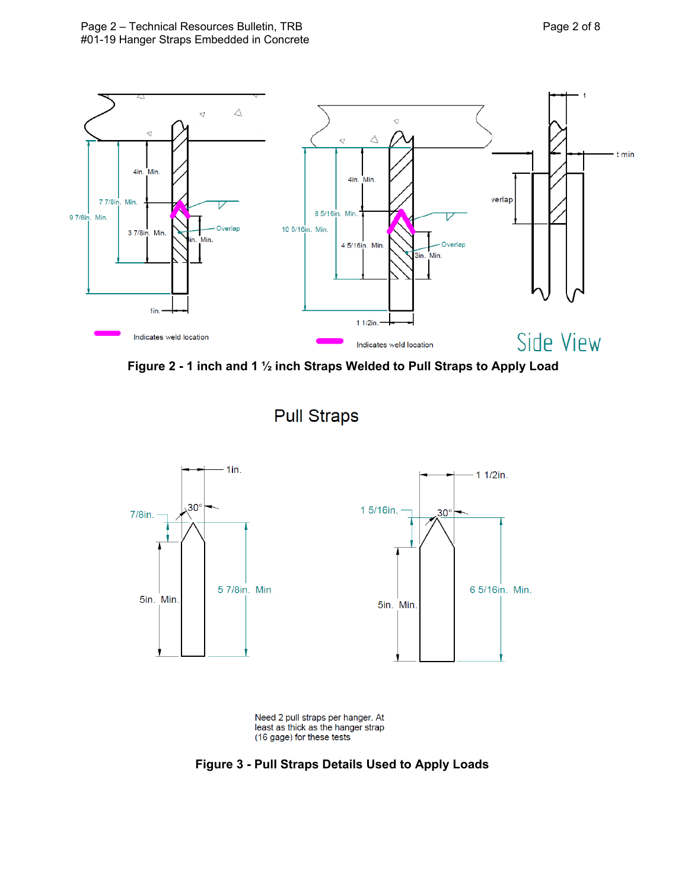Figure 2 - 1 inch and 1 ½ inch Straps Welded to Pull Straps to Apply Load

Pull Straps

Need 2 pull straps per hanger. At least as thick as the hanger strap (16 gage) for these tests

Figure 3 - Pull Straps Details Used to Apply Loads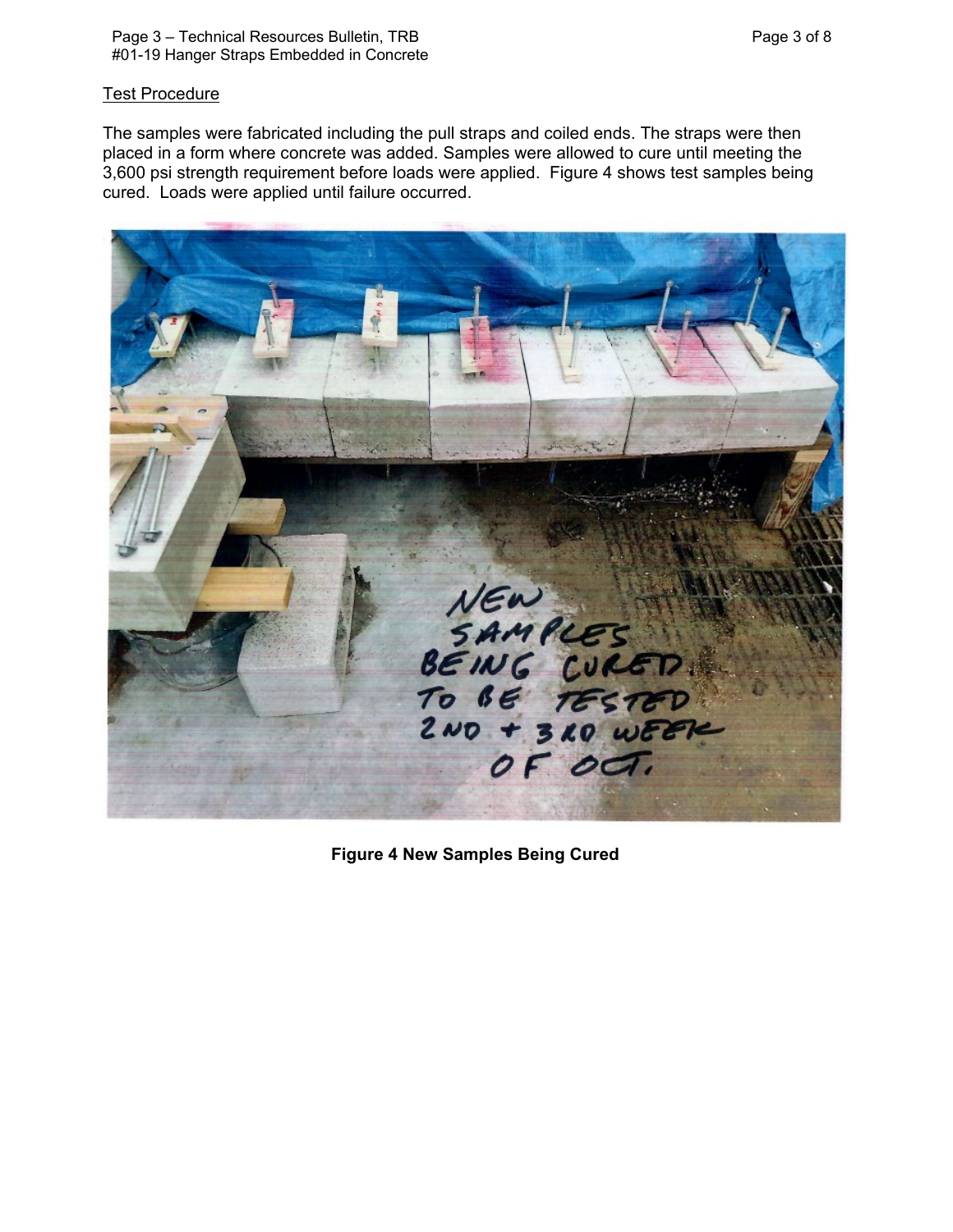## Test Procedure

The samples were fabricated including the pull straps and coiled ends. The straps were then placed in a form where concrete was added. Samples were allowed to cure until meeting the 3,600 psi strength requirement before loads were applied. Figure 4 shows test samples being cured. Loads were applied until failure occurred.

**Figure 4 New Samples Being Cured**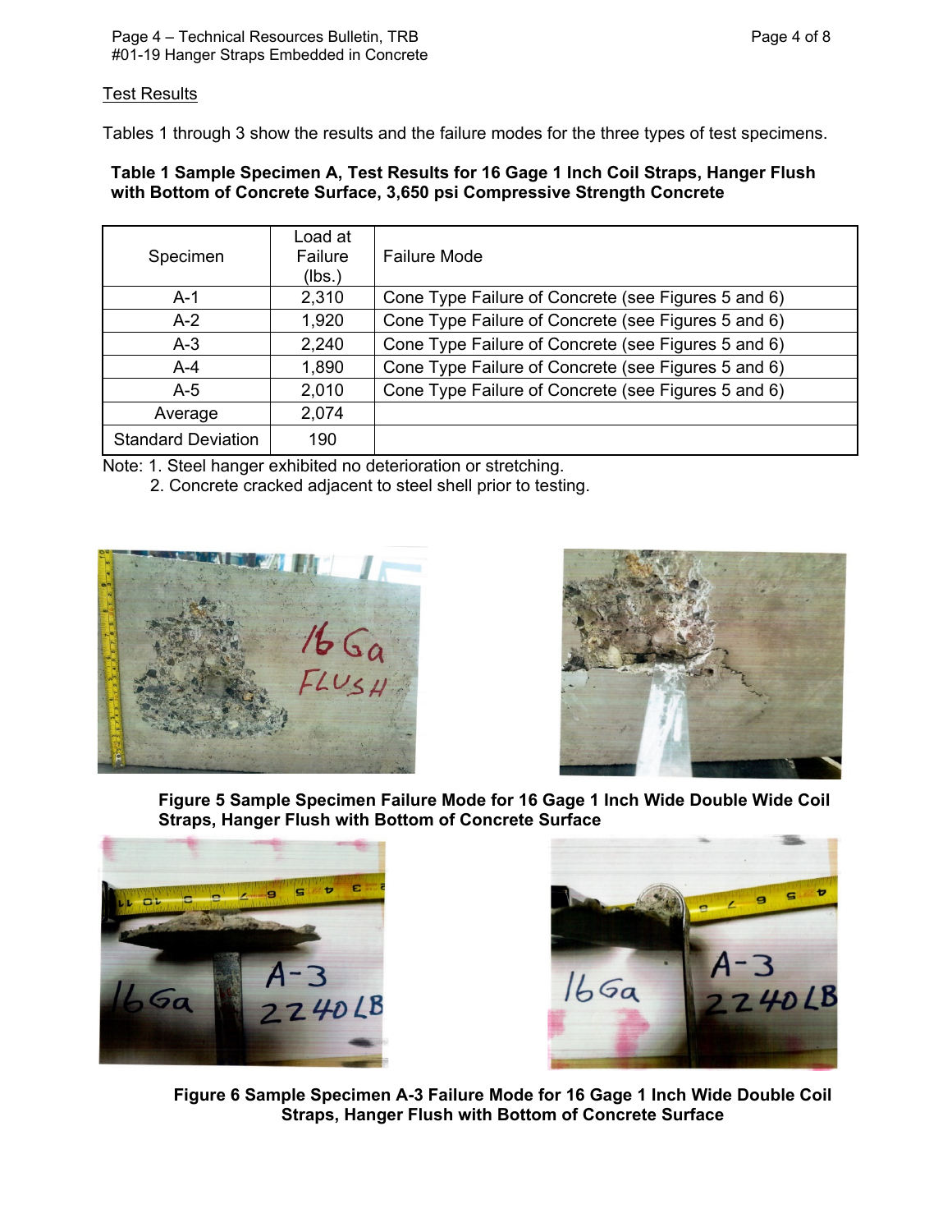### Test Results

Tables 1 through 3 show the results and the failure modes for the three types of test specimens.

**Table 1 Sample Specimen A, Test Results for 16 Gage 1 Inch Coil Straps, Hanger Flush with Bottom of Concrete Surface, 3,650 psi Compressive Strength Concrete**

| Specimen | Load at Failure (lbs.) | Failure Mode |
|---|---|---|
| A-1 | 2,310 | Cone Type Failure of Concrete (see Figures 5 and 6) |
| A-2 | 1,920 | Cone Type Failure of Concrete (see Figures 5 and 6) |
| A-3 | 2,240 | Cone Type Failure of Concrete (see Figures 5 and 6) |
| A-4 | 1,890 | Cone Type Failure of Concrete (see Figures 5 and 6) |
| A-5 | 2,010 | Cone Type Failure of Concrete (see Figures 5 and 6) |
| Average | 2,074 | |
| Standard Deviation | 190 | |

Note: 1. Steel hanger exhibited no deterioration or stretching.
2. Concrete cracked adjacent to steel shell prior to testing.

**Figure 5 Sample Specimen Failure Mode for 16 Gage 1 Inch Wide Double Wide Coil Straps, Hanger Flush with Bottom of Concrete Surface**

**Figure 6 Sample Specimen A-3 Failure Mode for 16 Gage 1 Inch Wide Double Coil Straps, Hanger Flush with Bottom of Concrete Surface**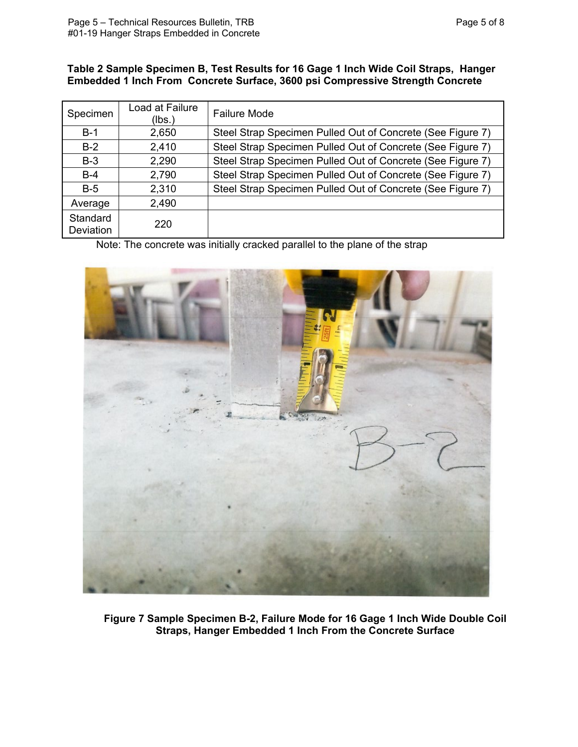**Table 2 Sample Specimen B, Test Results for 16 Gage 1 Inch Wide Coil Straps, Hanger Embedded 1 Inch From Concrete Surface, 3600 psi Compressive Strength Concrete**

| Specimen | Load at Failure (lbs.) | Failure Mode |
|---|---|---|
| B-1 | 2,650 | Steel Strap Specimen Pulled Out of Concrete (See Figure 7) |
| B-2 | 2,410 | Steel Strap Specimen Pulled Out of Concrete (See Figure 7) |
| B-3 | 2,290 | Steel Strap Specimen Pulled Out of Concrete (See Figure 7) |
| B-4 | 2,790 | Steel Strap Specimen Pulled Out of Concrete (See Figure 7) |
| B-5 | 2,310 | Steel Strap Specimen Pulled Out of Concrete (See Figure 7) |
| Average | 2,490 | |
| Standard Deviation | 220 | |

Note: The concrete was initially cracked parallel to the plane of the strap

**Figure 7 Sample Specimen B-2, Failure Mode for 16 Gage 1 Inch Wide Double Coil Straps, Hanger Embedded 1 Inch From the Concrete Surface**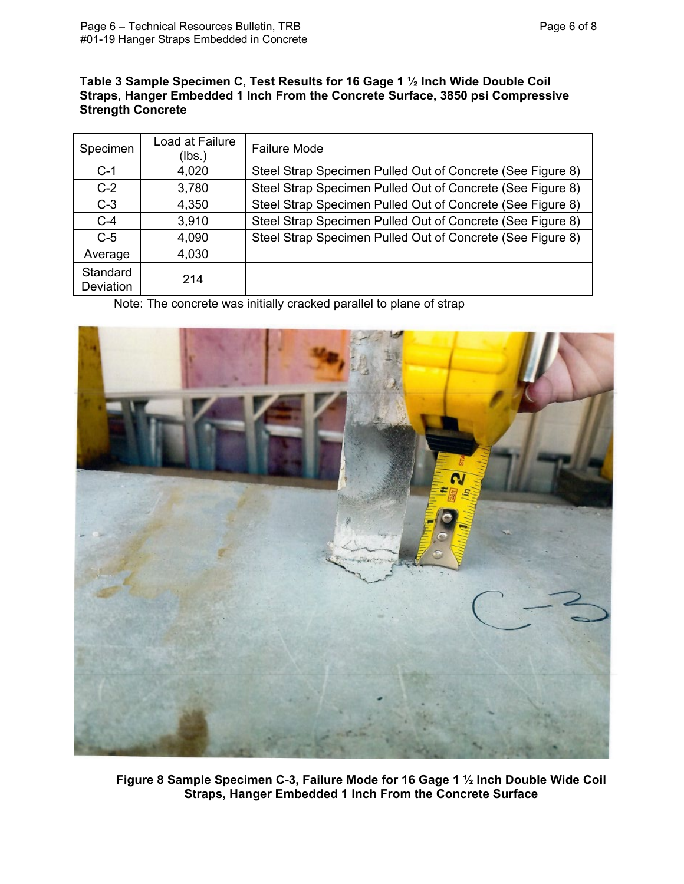**Table 3 Sample Specimen C, Test Results for 16 Gage 1 ½ Inch Wide Double Coil Straps, Hanger Embedded 1 Inch From the Concrete Surface, 3850 psi Compressive Strength Concrete**

| Specimen | Load at Failure (lbs.) | Failure Mode |
|---|---|---|
| C-1 | 4,020 | Steel Strap Specimen Pulled Out of Concrete (See Figure 8) |
| C-2 | 3,780 | Steel Strap Specimen Pulled Out of Concrete (See Figure 8) |
| C-3 | 4,350 | Steel Strap Specimen Pulled Out of Concrete (See Figure 8) |
| C-4 | 3,910 | Steel Strap Specimen Pulled Out of Concrete (See Figure 8) |
| C-5 | 4,090 | Steel Strap Specimen Pulled Out of Concrete (See Figure 8) |
| Average | 4,030 | |
| Standard Deviation | 214 | |

Note: The concrete was initially cracked parallel to plane of strap

**Figure 8 Sample Specimen C-3, Failure Mode for 16 Gage 1 ½ Inch Double Wide Coil Straps, Hanger Embedded 1 Inch From the Concrete Surface**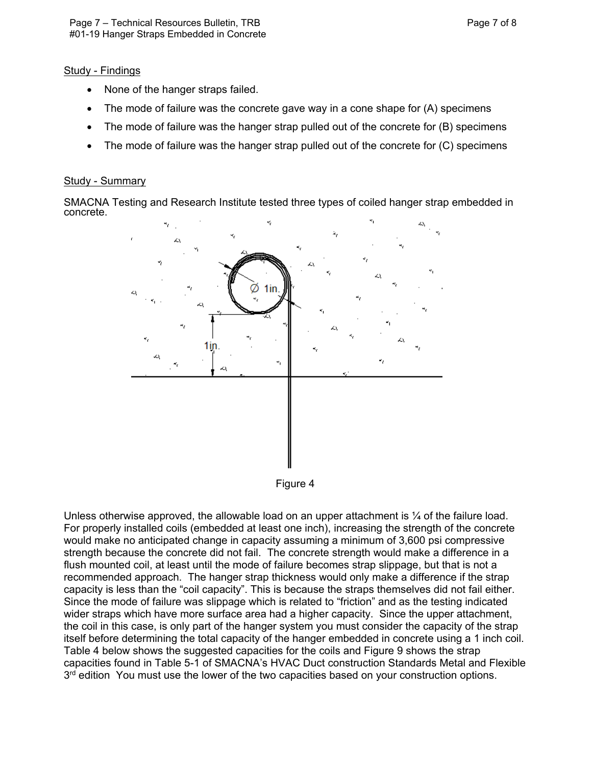Study - Findings

- None of the hanger straps failed.
- The mode of failure was the concrete gave way in a cone shape for (A) specimens
- The mode of failure was the hanger strap pulled out of the concrete for (B) specimens
- The mode of failure was the hanger strap pulled out of the concrete for (C) specimens

Study - Summary

SMACNA Testing and Research Institute tested three types of coiled hanger strap embedded in concrete.

Figure 4

Unless otherwise approved, the allowable load on an upper attachment is ¼ of the failure load. For properly installed coils (embedded at least one inch), increasing the strength of the concrete would make no anticipated change in capacity assuming a minimum of 3,600 psi compressive strength because the concrete did not fail. The concrete strength would make a difference in a flush mounted coil, at least until the mode of failure becomes strap slippage, but that is not a recommended approach. The hanger strap thickness would only make a difference if the strap capacity is less than the "coil capacity". This is because the straps themselves did not fail either. Since the mode of failure was slippage which is related to "friction" and as the testing indicated wider straps which have more surface area had a higher capacity. Since the upper attachment, the coil in this case, is only part of the hanger system you must consider the capacity of the strap itself before determining the total capacity of the hanger embedded in concrete using a 1 inch coil. Table 4 below shows the suggested capacities for the coils and Figure 9 shows the strap capacities found in Table 5-1 of SMACNA's HVAC Duct construction Standards Metal and Flexible 3rd edition You must use the lower of the two capacities based on your construction options.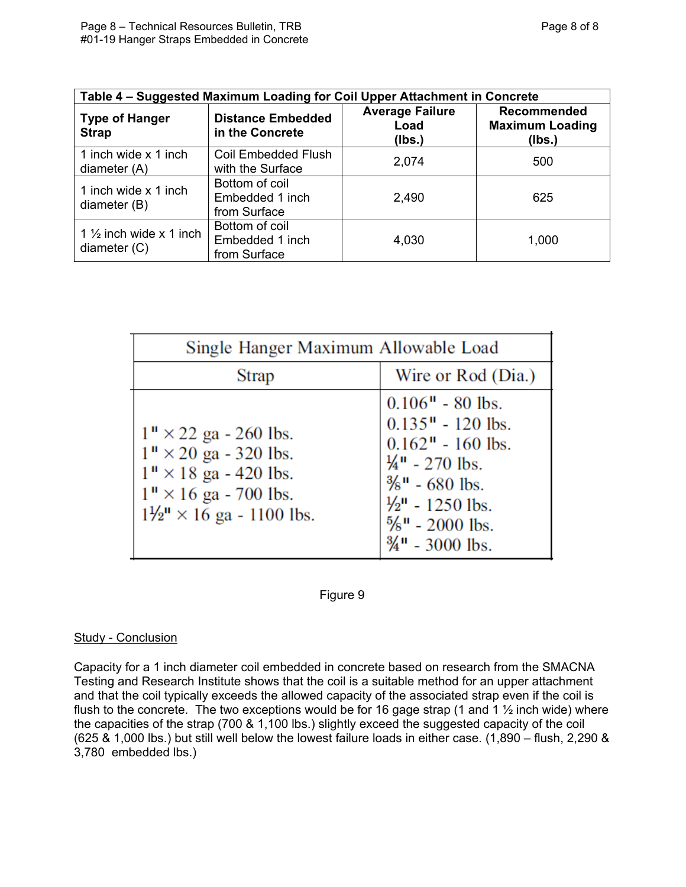| Table 4 – Suggested Maximum Loading for Coil Upper Attachment in Concrete | | | |
|---|---|---|---|
| **Type of Hanger Strap** | **Distance Embedded in the Concrete** | **Average Failure Load (lbs.)** | **Recommended Maximum Loading (lbs.)** |
| 1 inch wide x 1 inch diameter (A) | Coil Embedded Flush with the Surface | 2,074 | 500 |
| 1 inch wide x 1 inch diameter (B) | Bottom of coil Embedded 1 inch from Surface | 2,490 | 625 |
| 1 ½ inch wide x 1 inch diameter (C) | Bottom of coil Embedded 1 inch from Surface | 4,030 | 1,000 |

| Single Hanger Maximum Allowable Load | |
|---|---|
| Strap | Wire or Rod (Dia.) |
| 1" × 22 ga - 260 lbs.<br>1" × 20 ga - 320 lbs.<br>1" × 18 ga - 420 lbs.<br>1" × 16 ga - 700 lbs.<br>1½" × 16 ga - 1100 lbs. | 0.106" - 80 lbs.<br>0.135" - 120 lbs.<br>0.162" - 160 lbs.<br>¼" - 270 lbs.<br>⅜" - 680 lbs.<br>½" - 1250 lbs.<br>⅝" - 2000 lbs.<br>¾" - 3000 lbs. |

Figure 9

## Study - Conclusion

Capacity for a 1 inch diameter coil embedded in concrete based on research from the SMACNA Testing and Research Institute shows that the coil is a suitable method for an upper attachment and that the coil typically exceeds the allowed capacity of the associated strap even if the coil is flush to the concrete. The two exceptions would be for 16 gage strap (1 and 1 ½ inch wide) where the capacities of the strap (700 & 1,100 lbs.) slightly exceed the suggested capacity of the coil (625 & 1,000 lbs.) but still well below the lowest failure loads in either case. (1,890 – flush, 2,290 & 3,780 embedded lbs.)